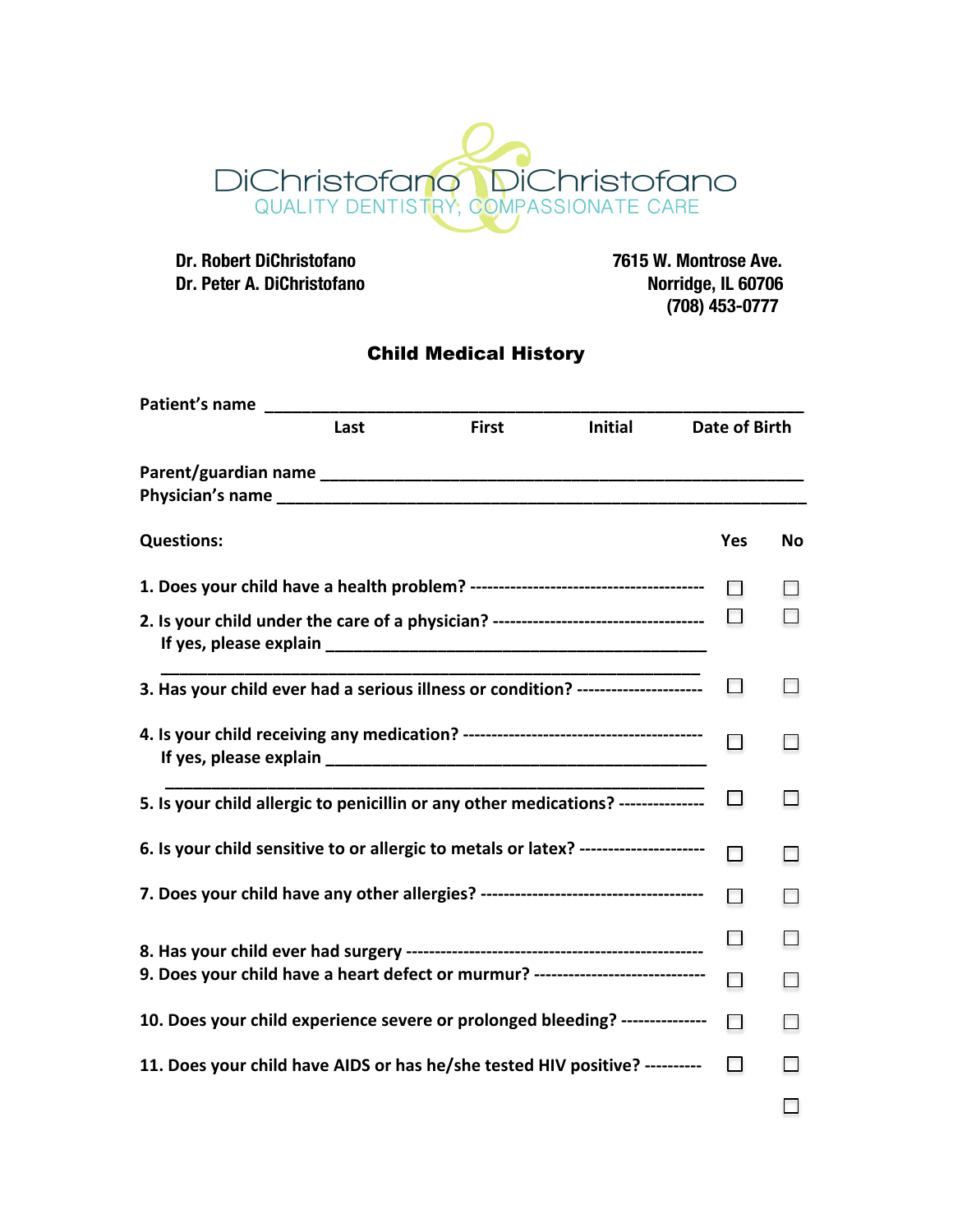DiChristofano & DiChristofano
QUALITY DENTISTRY, COMPASSIONATE CARE

**Dr. Robert DiChristofano**
**Dr. Peter A. DiChristofano**

**7615 W. Montrose Ave.**
**Norridge, IL 60706**
**(708) 453-0777**

## Child Medical History

**Patient's name** ________________________________________________
Last First Initial Date of Birth

**Parent/guardian name** ________________________________________________
**Physician's name** ________________________________________________

| Questions: | Yes | No |
|---|---|---|
| 1. Does your child have a health problem? | ☐ | ☐ |
| 2. Is your child under the care of a physician?<br>If yes, please explain ____________________________________ | ☐ | ☐ |
| 3. Has your child ever had a serious illness or condition? | ☐ | ☐ |
| 4. Is your child receiving any medication?<br>If yes, please explain ____________________________________ | ☐ | ☐ |
| 5. Is your child allergic to penicillin or any other medications? | ☐ | ☐ |
| 6. Is your child sensitive to or allergic to metals or latex? | ☐ | ☐ |
| 7. Does your child have any other allergies? | ☐ | ☐ |
| 8. Has your child ever had surgery | ☐ | ☐ |
| 9. Does your child have a heart defect or murmur? | ☐ | ☐ |
| 10. Does your child experience severe or prolonged bleeding? | ☐ | ☐ |
| 11. Does your child have AIDS or has he/she tested HIV positive? | ☐ | ☐ |
| | | ☐ |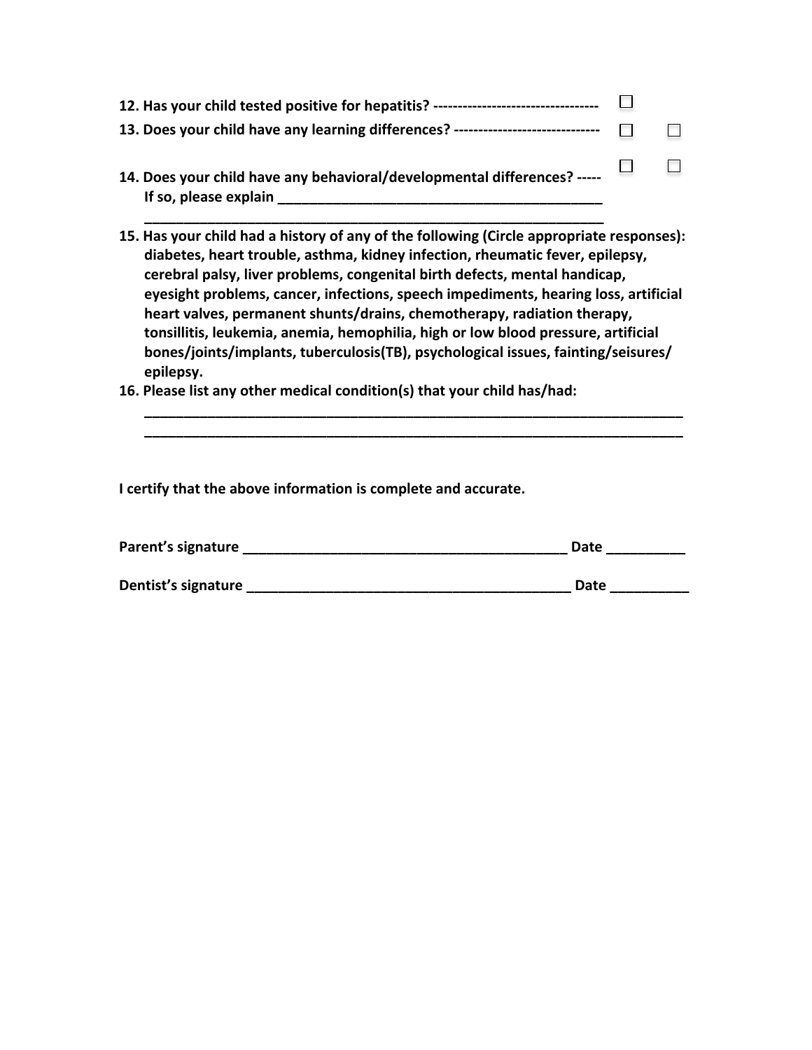**12. Has your child tested positive for hepatitis? ---------------------------------** ☐

**13. Does your child have any learning differences? ------------------------------** ☐ ☐

**14. Does your child have any behavioral/developmental differences? -----** ☐ ☐
**If so, please explain ___________________________________________**
**_______________________________________________________________**

**15. Has your child had a history of any of the following (Circle appropriate responses): diabetes, heart trouble, asthma, kidney infection, rheumatic fever, epilepsy, cerebral palsy, liver problems, congenital birth defects, mental handicap, eyesight problems, cancer, infections, speech impediments, hearing loss, artificial heart valves, permanent shunts/drains, chemotherapy, radiation therapy, tonsillitis, leukemia, anemia, hemophilia, high or low blood pressure, artificial bones/joints/implants, tuberculosis(TB), psychological issues, fainting/seisures/ epilepsy.**

**16. Please list any other medical condition(s) that your child has/had:**
**_______________________________________________________________________**
**_______________________________________________________________________**

**I certify that the above information is complete and accurate.**

**Parent's signature ___________________________________________ Date __________**

**Dentist's signature ___________________________________________ Date __________**